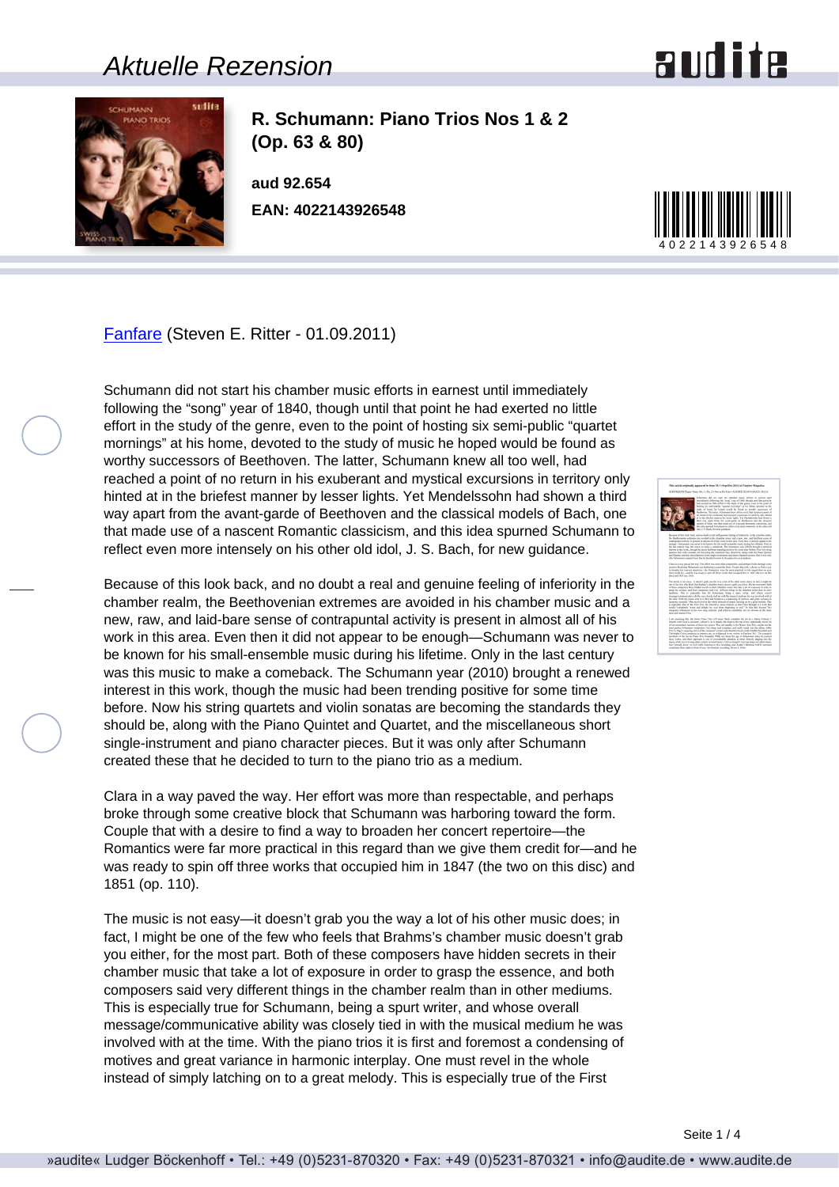# Aktuelle Rezension

**R. Schumann: Piano Trios Nos 1 & 2 (Op. 63 & 80)**

**aud 92.654**

**EAN: 4022143926548**

Fanfare (Steven E. Ritter - 01.09.2011)

Schumann did not start his chamber music efforts in earnest until immediately following the "song" year of 1840, though until that point he had exerted no little effort in the study of the genre, even to the point of hosting six semi-public "quartet mornings" at his home, devoted to the study of music he hoped would be found as worthy successors of Beethoven. The latter, Schumann knew all too well, had reached a point of no return in his exuberant and mystical excursions in territory only hinted at in the briefest manner by lesser lights. Yet Mendelssohn had shown a third way apart from the avant-garde of Beethoven and the classical models of Bach, one that made use of a nascent Romantic classicism, and this idea spurned Schumann to reflect even more intensely on his other old idol, J. S. Bach, for new guidance.

Because of this look back, and no doubt a real and genuine feeling of inferiority in the chamber realm, the Beethovenian extremes are avoided in his chamber music and a new, raw, and laid-bare sense of contrapuntal activity is present in almost all of his work in this area. Even then it did not appear to be enough—Schumann was never to be known for his small-ensemble music during his lifetime. Only in the last century was this music to make a comeback. The Schumann year (2010) brought a renewed interest in this work, though the music had been trending positive for some time before. Now his string quartets and violin sonatas are becoming the standards they should be, along with the Piano Quintet and Quartet, and the miscellaneous short single-instrument and piano character pieces. But it was only after Schumann created these that he decided to turn to the piano trio as a medium.

Clara in a way paved the way. Her effort was more than respectable, and perhaps broke through some creative block that Schumann was harboring toward the form. Couple that with a desire to find a way to broaden her concert repertoire—the Romantics were far more practical in this regard than we give them credit for—and he was ready to spin off three works that occupied him in 1847 (the two on this disc) and 1851 (op. 110).

The music is not easy—it doesn't grab you the way a lot of his other music does; in fact, I might be one of the few who feels that Brahms's chamber music doesn't grab you either, for the most part. Both of these composers have hidden secrets in their chamber music that take a lot of exposure in order to grasp the essence, and both composers said very different things in the chamber realm than in other mediums. This is especially true for Schumann, being a spurt writer, and whose overall message/communicative ability was closely tied in with the musical medium he was involved with at the time. With the piano trios it is first and foremost a condensing of motives and great variance in harmonic interplay. One must revel in the whole instead of simply latching on to a great melody. This is especially true of the First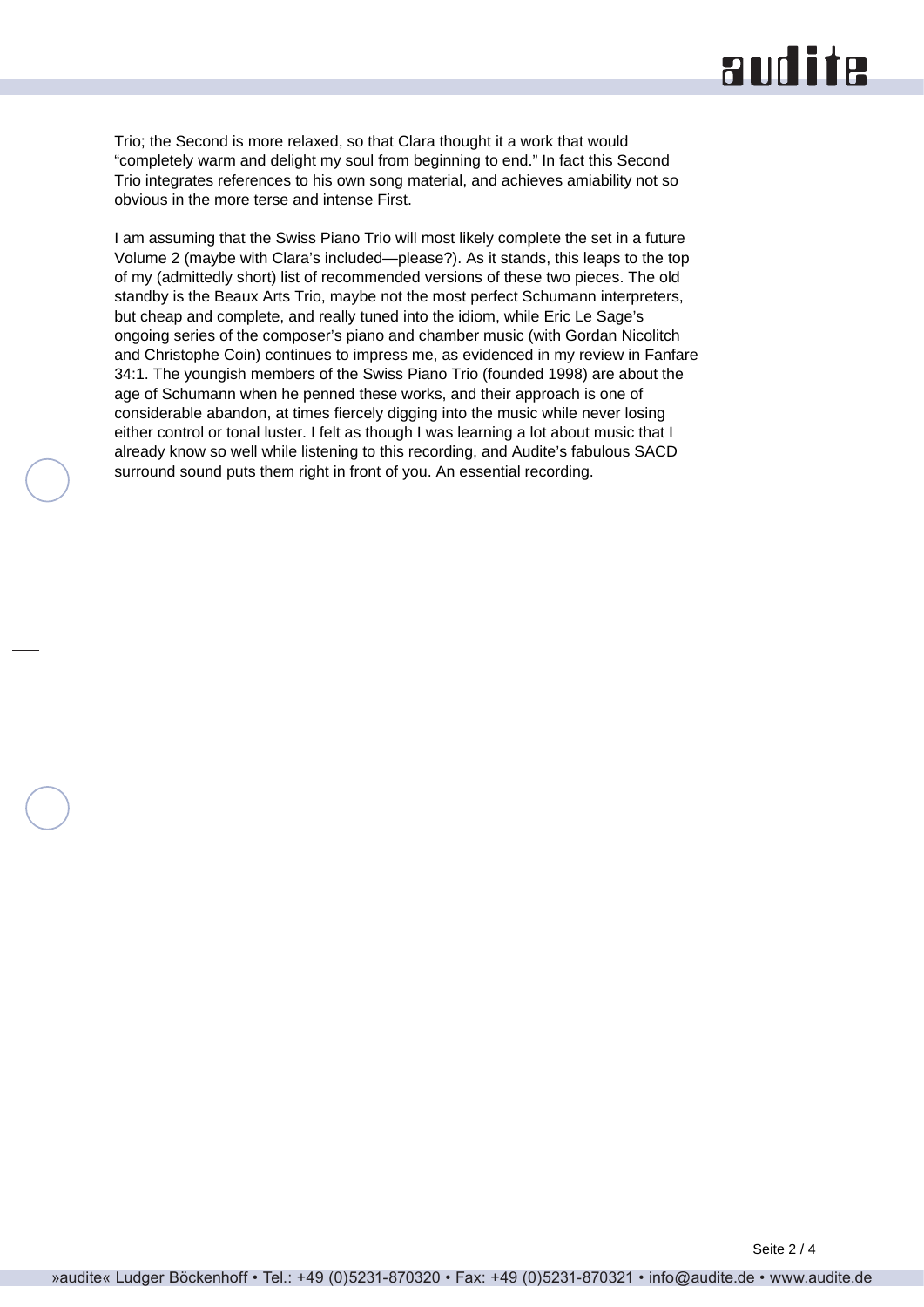Trio; the Second is more relaxed, so that Clara thought it a work that would "completely warm and delight my soul from beginning to end." In fact this Second Trio integrates references to his own song material, and achieves amiability not so obvious in the more terse and intense First.

I am assuming that the Swiss Piano Trio will most likely complete the set in a future Volume 2 (maybe with Clara's included—please?). As it stands, this leaps to the top of my (admittedly short) list of recommended versions of these two pieces. The old standby is the Beaux Arts Trio, maybe not the most perfect Schumann interpreters, but cheap and complete, and really tuned into the idiom, while Eric Le Sage's ongoing series of the composer's piano and chamber music (with Gordan Nicolitch and Christophe Coin) continues to impress me, as evidenced in my review in Fanfare 34:1. The youngish members of the Swiss Piano Trio (founded 1998) are about the age of Schumann when he penned these works, and their approach is one of considerable abandon, at times fiercely digging into the music while never losing either control or tonal luster. I felt as though I was learning a lot about music that I already know so well while listening to this recording, and Audite's fabulous SACD surround sound puts them right in front of you. An essential recording.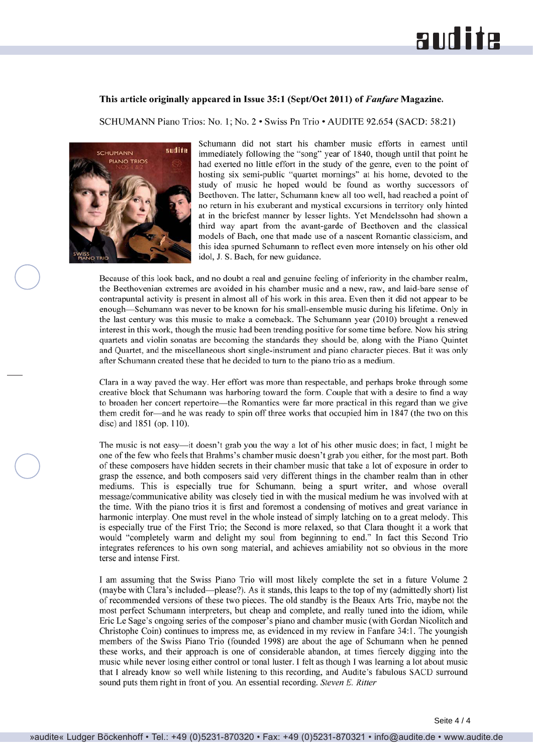**This article originally appeared in Issue 35:1 (Sept/Oct 2011) of *Fanfare* Magazine.**

SCHUMANN Piano Trios: No. 1; No. 2 • Swiss Pn Trio • AUDITE 92.654 (SACD: 58:21)

Schumann did not start his chamber music efforts in earnest until immediately following the "song" year of 1840, though until that point he had exerted no little effort in the study of the genre, even to the point of hosting six semi-public "quartet mornings" at his home, devoted to the study of music he hoped would be found as worthy successors of Beethoven. The latter, Schumann knew all too well, had reached a point of no return in his exuberant and mystical excursions in territory only hinted at in the briefest manner by lesser lights. Yet Mendelssohn had shown a third way apart from the avant-garde of Beethoven and the classical models of Bach, one that made use of a nascent Romantic classicism, and this idea spurned Schumann to reflect even more intensely on his other old idol, J. S. Bach, for new guidance.

Because of this look back, and no doubt a real and genuine feeling of inferiority in the chamber realm, the Beethovenian extremes are avoided in his chamber music and a new, raw, and laid-bare sense of contrapuntal activity is present in almost all of his work in this area. Even then it did not appear to be enough—Schumann was never to be known for his small-ensemble music during his lifetime. Only in the last century was this music to make a comeback. The Schumann year (2010) brought a renewed interest in this work, though the music had been trending positive for some time before. Now his string quartets and violin sonatas are becoming the standards they should be, along with the Piano Quintet and Quartet, and the miscellaneous short single-instrument and piano character pieces. But it was only after Schumann created these that he decided to turn to the piano trio as a medium.

Clara in a way paved the way. Her effort was more than respectable, and perhaps broke through some creative block that Schumann was harboring toward the form. Couple that with a desire to find a way to broaden her concert repertoire—the Romantics were far more practical in this regard than we give them credit for—and he was ready to spin off three works that occupied him in 1847 (the two on this disc) and 1851 (op. 110).

The music is not easy—it doesn't grab you the way a lot of his other music does; in fact, I might be one of the few who feels that Brahms's chamber music doesn't grab you either, for the most part. Both of these composers have hidden secrets in their chamber music that take a lot of exposure in order to grasp the essence, and both composers said very different things in the chamber realm than in other mediums. This is especially true for Schumann, being a spurt writer, and whose overall message/communicative ability was closely tied in with the musical medium he was involved with at the time. With the piano trios it is first and foremost a condensing of motives and great variance in harmonic interplay. One must revel in the whole instead of simply latching on to a great melody. This is especially true of the First Trio; the Second is more relaxed, so that Clara thought it a work that would "completely warm and delight my soul from beginning to end." In fact this Second Trio integrates references to his own song material, and achieves amiability not so obvious in the more terse and intense First.

I am assuming that the Swiss Piano Trio will most likely complete the set in a future Volume 2 (maybe with Clara's included—please?). As it stands, this leaps to the top of my (admittedly short) list of recommended versions of these two pieces. The old standby is the Beaux Arts Trio, maybe not the most perfect Schumann interpreters, but cheap and complete, and really tuned into the idiom, while Eric Le Sage's ongoing series of the composer's piano and chamber music (with Gordan Nicolitch and Christophe Coin) continues to impress me, as evidenced in my review in Fanfare 34:1. The youngish members of the Swiss Piano Trio (founded 1998) are about the age of Schumann when he penned these works, and their approach is one of considerable abandon, at times fiercely digging into the music while never losing either control or tonal luster. I felt as though I was learning a lot about music that I already know so well while listening to this recording, and Audite's fabulous SACD surround sound puts them right in front of you. An essential recording. *Steven E. Ritter*